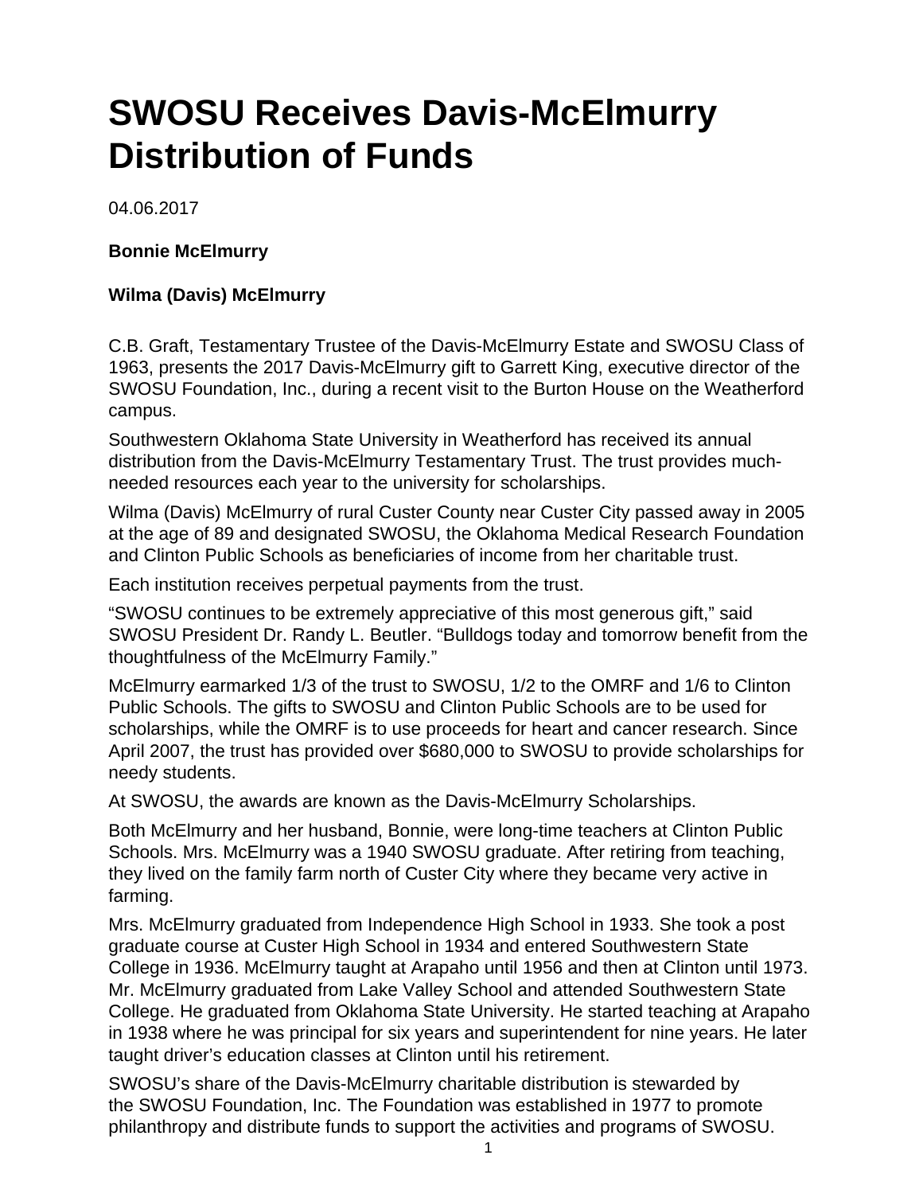# SWOSU Receives Davis-McElmurry Distribution of Funds

04.06.2017

**Bonnie McElmurry**

**Wilma (Davis) McElmurry**

C.B. Graft, Testamentary Trustee of the Davis-McElmurry Estate and SWOSU Class of 1963, presents the 2017 Davis-McElmurry gift to Garrett King, executive director of the SWOSU Foundation, Inc., during a recent visit to the Burton House on the Weatherford campus.

Southwestern Oklahoma State University in Weatherford has received its annual distribution from the Davis-McElmurry Testamentary Trust. The trust provides much-needed resources each year to the university for scholarships.

Wilma (Davis) McElmurry of rural Custer County near Custer City passed away in 2005 at the age of 89 and designated SWOSU, the Oklahoma Medical Research Foundation and Clinton Public Schools as beneficiaries of income from her charitable trust.

Each institution receives perpetual payments from the trust.

“SWOSU continues to be extremely appreciative of this most generous gift,” said SWOSU President Dr. Randy L. Beutler. “Bulldogs today and tomorrow benefit from the thoughtfulness of the McElmurry Family.”

McElmurry earmarked 1/3 of the trust to SWOSU, 1/2 to the OMRF and 1/6 to Clinton Public Schools. The gifts to SWOSU and Clinton Public Schools are to be used for scholarships, while the OMRF is to use proceeds for heart and cancer research. Since April 2007, the trust has provided over $680,000 to SWOSU to provide scholarships for needy students.

At SWOSU, the awards are known as the Davis-McElmurry Scholarships.

Both McElmurry and her husband, Bonnie, were long-time teachers at Clinton Public Schools. Mrs. McElmurry was a 1940 SWOSU graduate. After retiring from teaching, they lived on the family farm north of Custer City where they became very active in farming.

Mrs. McElmurry graduated from Independence High School in 1933. She took a post graduate course at Custer High School in 1934 and entered Southwestern State College in 1936. McElmurry taught at Arapaho until 1956 and then at Clinton until 1973. Mr. McElmurry graduated from Lake Valley School and attended Southwestern State College. He graduated from Oklahoma State University. He started teaching at Arapaho in 1938 where he was principal for six years and superintendent for nine years. He later taught driver’s education classes at Clinton until his retirement.

SWOSU’s share of the Davis-McElmurry charitable distribution is stewarded by the SWOSU Foundation, Inc. The Foundation was established in 1977 to promote philanthropy and distribute funds to support the activities and programs of SWOSU.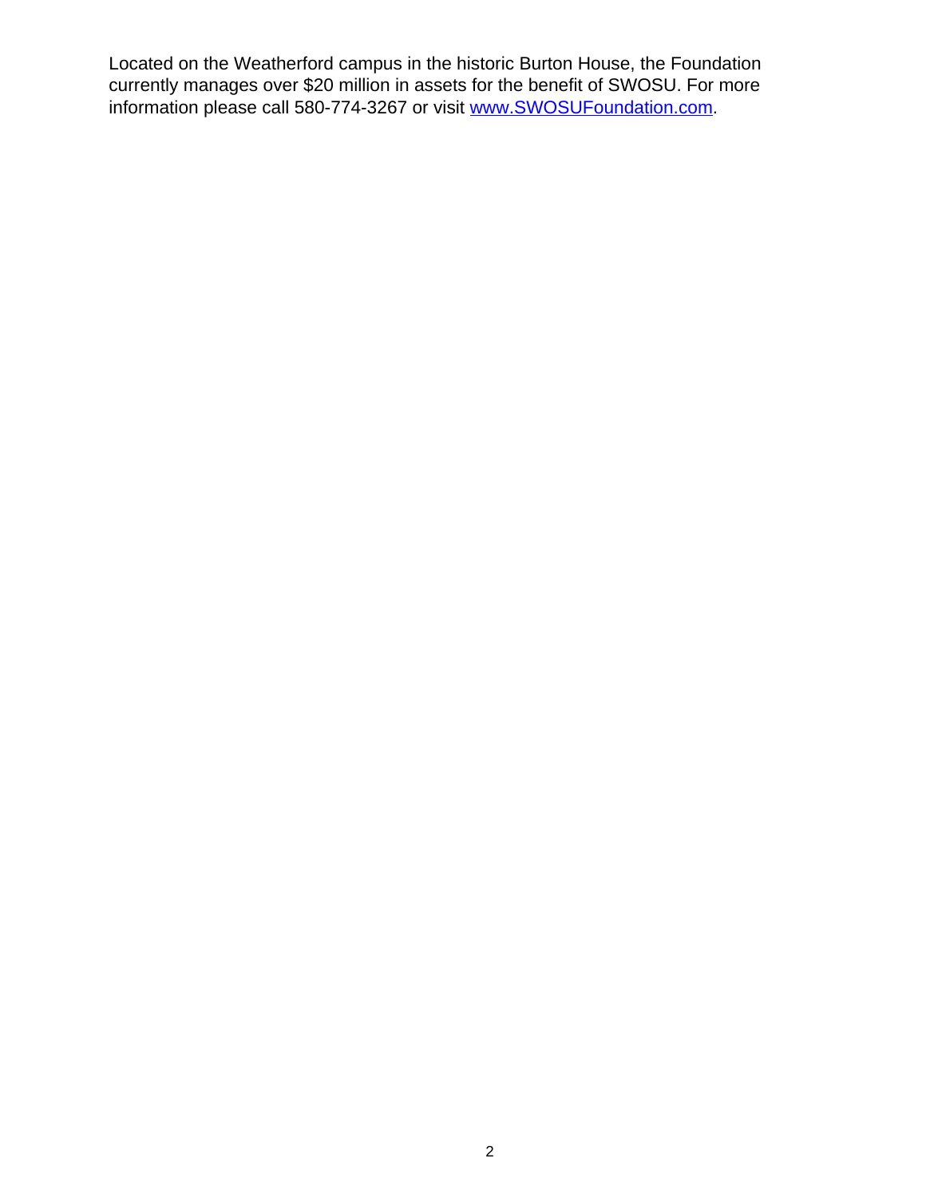Located on the Weatherford campus in the historic Burton House, the Foundation currently manages over $20 million in assets for the benefit of SWOSU. For more information please call 580-774-3267 or visit [www.SWOSUFoundation.com](http://www.SWOSUFoundation.com).